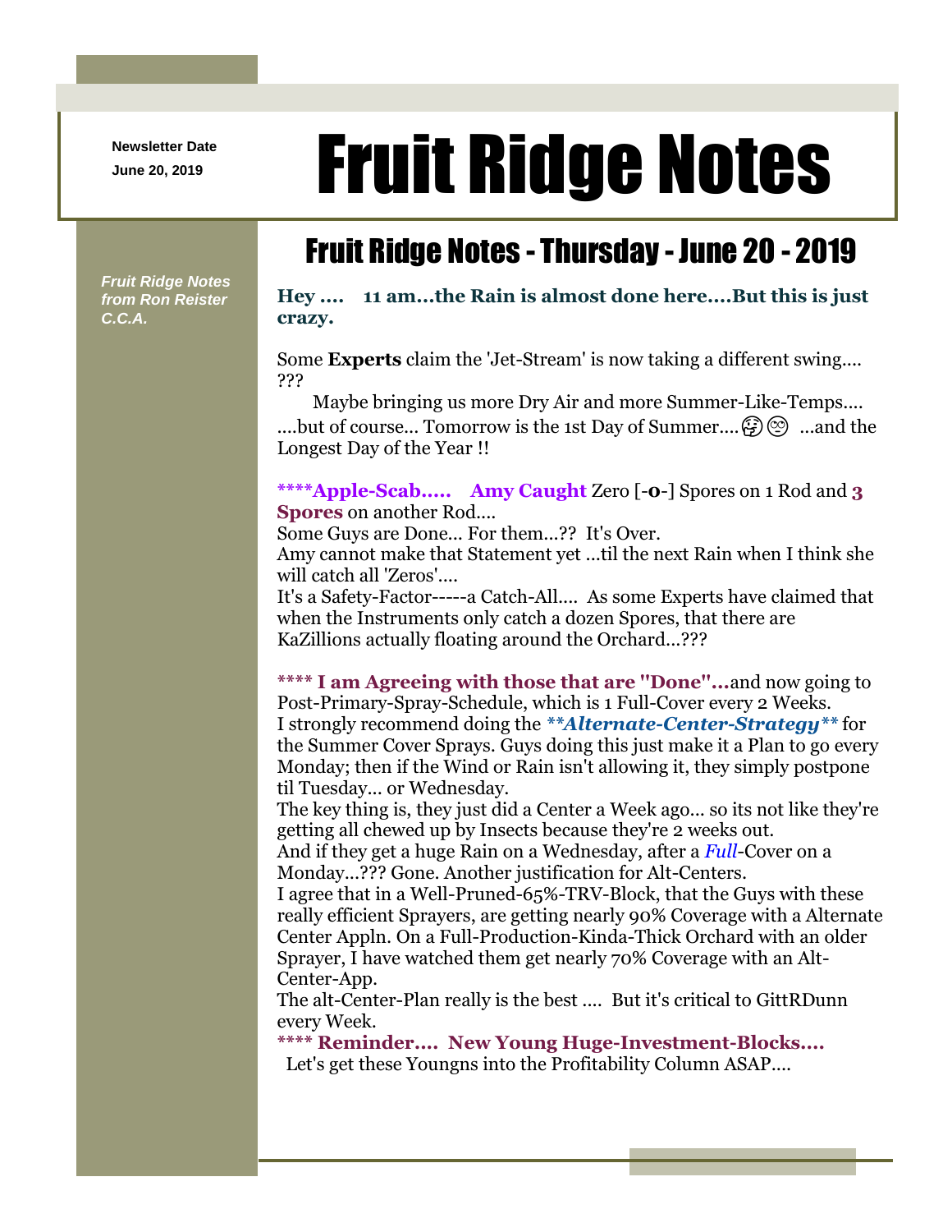Newsletter Date
June 20, 2019

# Fruit Ridge Notes

*Fruit Ridge Notes from Ron Reister C.C.A.*

## Fruit Ridge Notes - Thursday - June 20 - 2019

**Hey .... 11 am...the Rain is almost done here....But this is just crazy.**

Some **Experts** claim the 'Jet-Stream' is now taking a different swing.... ???

Maybe bringing us more Dry Air and more Summer-Like-Temps.... ....but of course... Tomorrow is the 1st Day of Summer.... 🤔 🙄 ...and the Longest Day of the Year !!

**\*\*\*\*Apple-Scab..... Amy Caught** Zero [-**0**-] Spores on 1 Rod and **3 Spores** on another Rod....
Some Guys are Done... For them...?? It's Over.
Amy cannot make that Statement yet ...til the next Rain when I think she will catch all 'Zeros'....
It's a Safety-Factor-----a Catch-All.... As some Experts have claimed that when the Instruments only catch a dozen Spores, that there are KaZillions actually floating around the Orchard...???

**\*\*\*\* I am Agreeing with those that are "Done"...**and now going to Post-Primary-Spray-Schedule, which is 1 Full-Cover every 2 Weeks.
I strongly recommend doing the ***\*\*Alternate-Center-Strategy\*\**** for the Summer Cover Sprays. Guys doing this just make it a Plan to go every Monday; then if the Wind or Rain isn't allowing it, they simply postpone til Tuesday... or Wednesday.
The key thing is, they just did a Center a Week ago... so its not like they're getting all chewed up by Insects because they're 2 weeks out.
And if they get a huge Rain on a Wednesday, after a *Full*-Cover on a Monday...??? Gone. Another justification for Alt-Centers.
I agree that in a Well-Pruned-65%-TRV-Block, that the Guys with these really efficient Sprayers, are getting nearly 90% Coverage with a Alternate Center Appln. On a Full-Production-Kinda-Thick Orchard with an older Sprayer, I have watched them get nearly 70% Coverage with an Alt-Center-App.
The alt-Center-Plan really is the best .... But it's critical to GittRDunn every Week.
**\*\*\*\* Reminder.... New Young Huge-Investment-Blocks....**
Let's get these Youngns into the Profitability Column ASAP....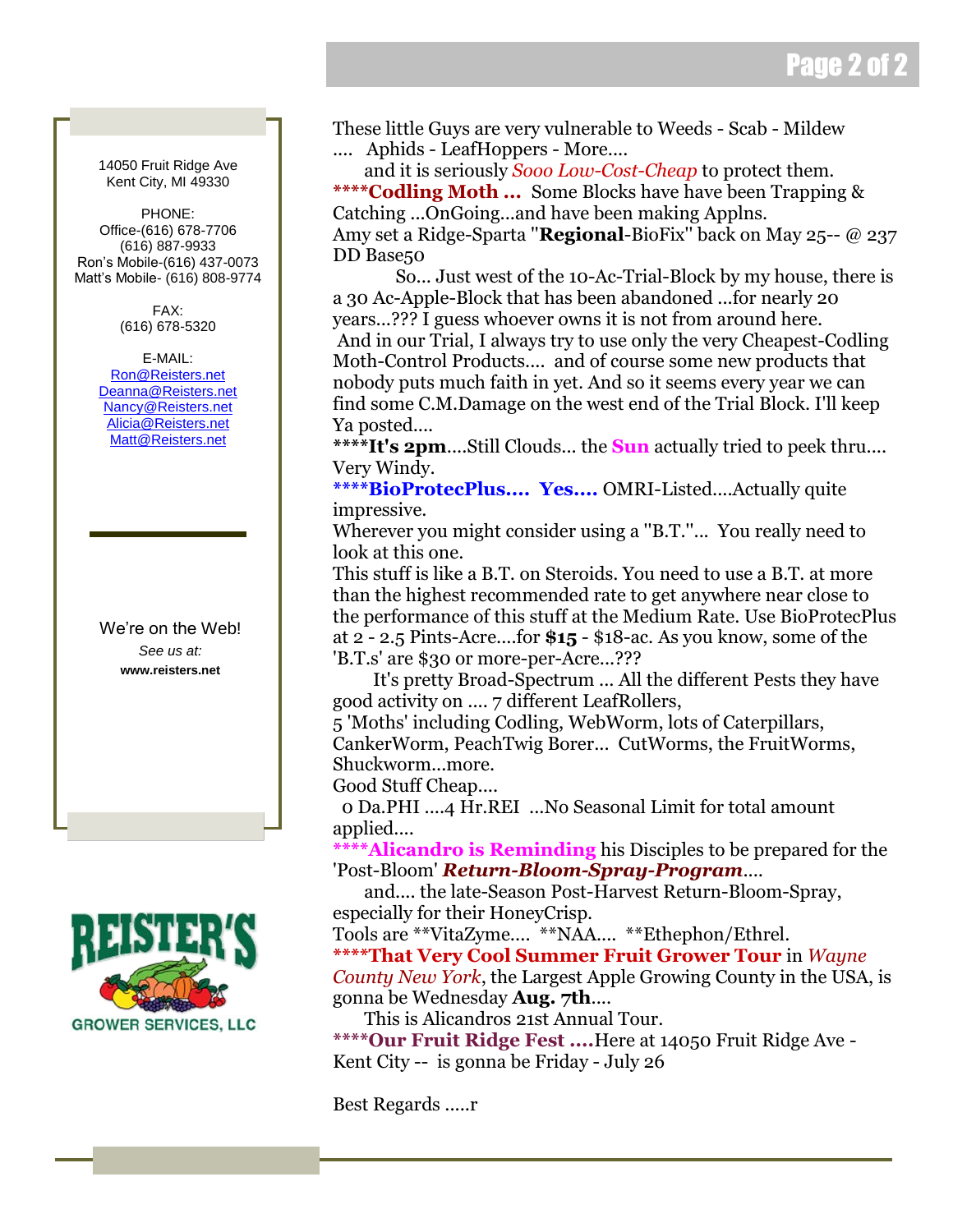14050 Fruit Ridge Ave
Kent City, MI 49330

PHONE:
Office-(616) 678-7706
(616) 887-9933
Ron's Mobile-(616) 437-0073
Matt's Mobile- (616) 808-9774

FAX:
(616) 678-5320

E-MAIL:
Ron@Reisters.net
Deanna@Reisters.net
Nancy@Reisters.net
Alicia@Reisters.net
Matt@Reisters.net

We're on the Web!
*See us at:*
**www.reisters.net**

REISTER'S
GROWER SERVICES, LLC

These little Guys are very vulnerable to Weeds - Scab - Mildew .... Aphids - LeafHoppers - More....
and it is seriously *Sooo Low-Cost-Cheap* to protect them.

****Codling Moth ...** Some Blocks have have been Trapping & Catching ...OnGoing...and have been making Applns.
Amy set a Ridge-Sparta "**Regional**-BioFix" back on May 25-- @ 237 DD Base50

So... Just west of the 10-Ac-Trial-Block by my house, there is a 30 Ac-Apple-Block that has been abandoned ...for nearly 20 years...??? I guess whoever owns it is not from around here.
And in our Trial, I always try to use only the very Cheapest-Codling Moth-Control Products.... and of course some new products that nobody puts much faith in yet. And so it seems every year we can find some C.M.Damage on the west end of the Trial Block. I'll keep Ya posted....

****It's 2pm**....Still Clouds... the **Sun** actually tried to peek thru.... Very Windy.

****BioProtecPlus.... Yes....** OMRI-Listed....Actually quite impressive.
Wherever you might consider using a "B.T."... You really need to look at this one.
This stuff is like a B.T. on Steroids. You need to use a B.T. at more than the highest recommended rate to get anywhere near close to the performance of this stuff at the Medium Rate. Use BioProtecPlus at 2 - 2.5 Pints-Acre....for **$15** - $18-ac. As you know, some of the 'B.T.s' are $30 or more-per-Acre...???

It's pretty Broad-Spectrum ... All the different Pests they have good activity on .... 7 different LeafRollers,
5 'Moths' including Codling, WebWorm, lots of Caterpillars, CankerWorm, PeachTwig Borer... CutWorms, the FruitWorms, Shuckworm...more.
Good Stuff Cheap....
0 Da.PHI ....4 Hr.REI ...No Seasonal Limit for total amount applied....

****Alicandro is Reminding** his Disciples to be prepared for the 'Post-Bloom' ***Return-Bloom-Spray-Program***....
and.... the late-Season Post-Harvest Return-Bloom-Spray, especially for their HoneyCrisp.
Tools are **VitaZyme.... **NAA.... **Ethephon/Ethrel.

****That Very Cool Summer Fruit Grower Tour** in *Wayne County New York*, the Largest Apple Growing County in the USA, is gonna be Wednesday **Aug. 7th**....
This is Alicandros 21st Annual Tour.

****Our Fruit Ridge Fest ....**Here at 14050 Fruit Ridge Ave - Kent City -- is gonna be Friday - July 26

Best Regards .....r